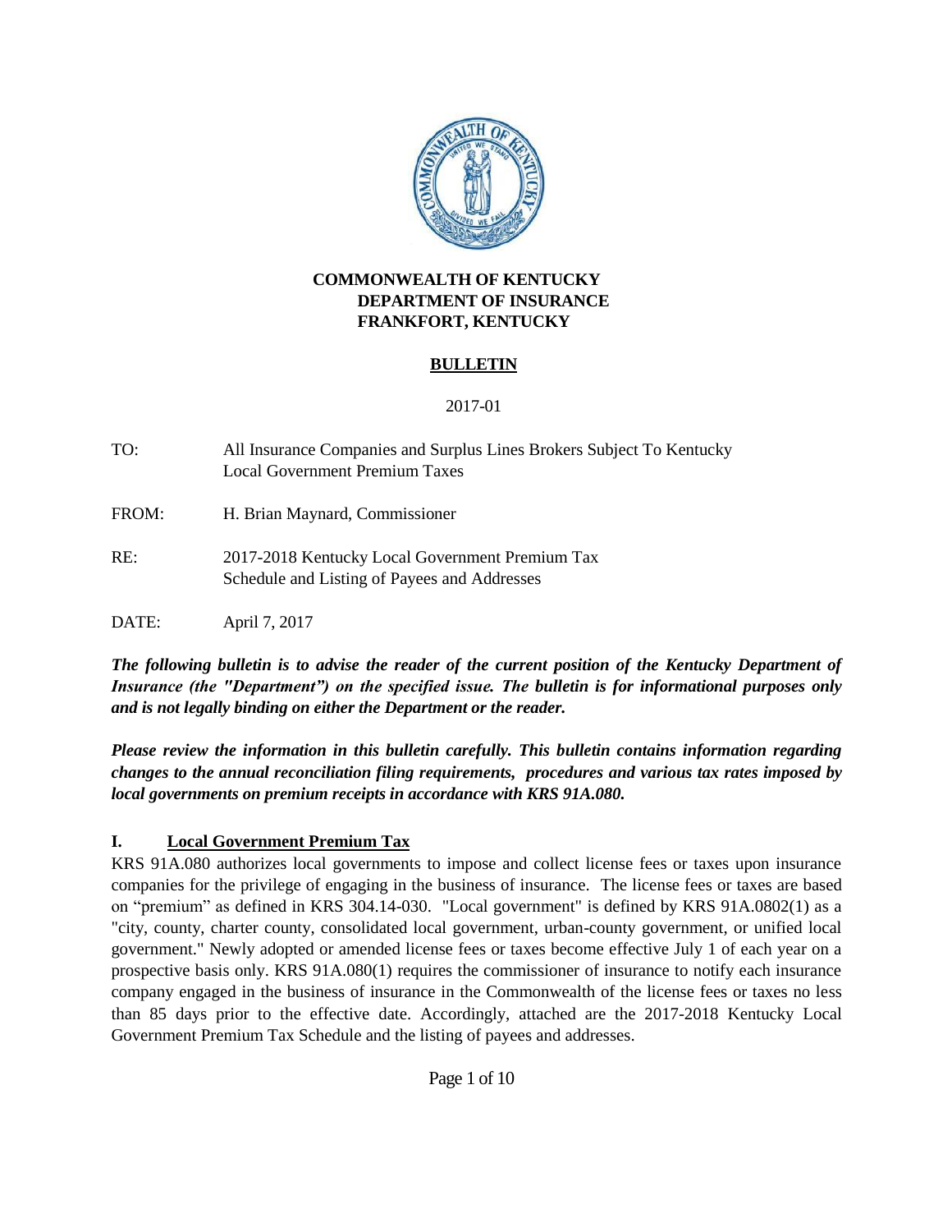**COMMONWEALTH OF KENTUCKY**
**DEPARTMENT OF INSURANCE**
**FRANKFORT, KENTUCKY**

**BULLETIN**

2017-01

| | |
|---|---|
| TO: | All Insurance Companies and Surplus Lines Brokers Subject To Kentucky Local Government Premium Taxes |
| FROM: | H. Brian Maynard, Commissioner |
| RE: | 2017-2018 Kentucky Local Government Premium Tax Schedule and Listing of Payees and Addresses |
| DATE: | April 7, 2017 |

***The following bulletin is to advise the reader of the current position of the Kentucky Department of Insurance (the "Department") on the specified issue. The bulletin is for informational purposes only and is not legally binding on either the Department or the reader.***

***Please review the information in this bulletin carefully. This bulletin contains information regarding changes to the annual reconciliation filing requirements, procedures and various tax rates imposed by local governments on premium receipts in accordance with KRS 91A.080.***

## I. Local Government Premium Tax

KRS 91A.080 authorizes local governments to impose and collect license fees or taxes upon insurance companies for the privilege of engaging in the business of insurance. The license fees or taxes are based on "premium" as defined in KRS 304.14-030. "Local government" is defined by KRS 91A.0802(1) as a "city, county, charter county, consolidated local government, urban-county government, or unified local government." Newly adopted or amended license fees or taxes become effective July 1 of each year on a prospective basis only. KRS 91A.080(1) requires the commissioner of insurance to notify each insurance company engaged in the business of insurance in the Commonwealth of the license fees or taxes no less than 85 days prior to the effective date. Accordingly, attached are the 2017-2018 Kentucky Local Government Premium Tax Schedule and the listing of payees and addresses.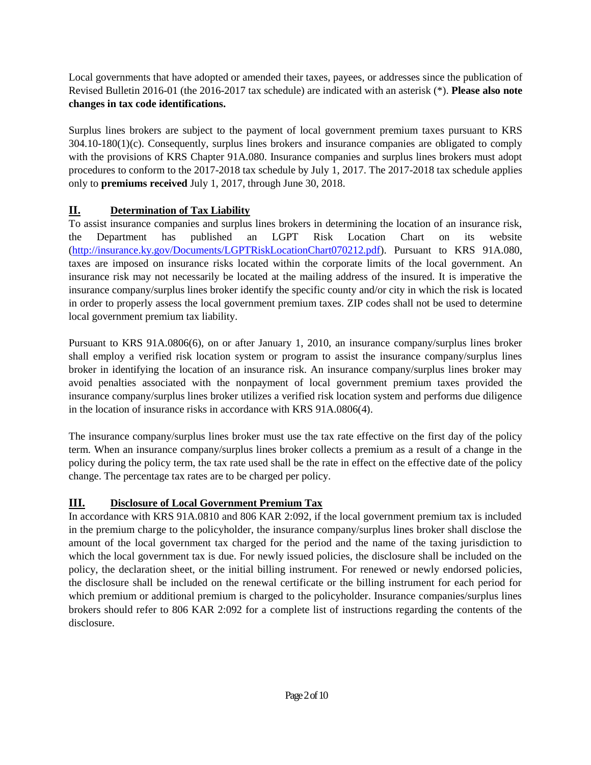Local governments that have adopted or amended their taxes, payees, or addresses since the publication of Revised Bulletin 2016-01 (the 2016-2017 tax schedule) are indicated with an asterisk (*). **Please also note changes in tax code identifications.**

Surplus lines brokers are subject to the payment of local government premium taxes pursuant to KRS 304.10-180(1)(c). Consequently, surplus lines brokers and insurance companies are obligated to comply with the provisions of KRS Chapter 91A.080. Insurance companies and surplus lines brokers must adopt procedures to conform to the 2017-2018 tax schedule by July 1, 2017. The 2017-2018 tax schedule applies only to **premiums received** July 1, 2017, through June 30, 2018.

## II. Determination of Tax Liability

To assist insurance companies and surplus lines brokers in determining the location of an insurance risk, the Department has published an LGPT Risk Location Chart on its website (http://insurance.ky.gov/Documents/LGPTRiskLocationChart070212.pdf). Pursuant to KRS 91A.080, taxes are imposed on insurance risks located within the corporate limits of the local government. An insurance risk may not necessarily be located at the mailing address of the insured. It is imperative the insurance company/surplus lines broker identify the specific county and/or city in which the risk is located in order to properly assess the local government premium taxes. ZIP codes shall not be used to determine local government premium tax liability.

Pursuant to KRS 91A.0806(6), on or after January 1, 2010, an insurance company/surplus lines broker shall employ a verified risk location system or program to assist the insurance company/surplus lines broker in identifying the location of an insurance risk. An insurance company/surplus lines broker may avoid penalties associated with the nonpayment of local government premium taxes provided the insurance company/surplus lines broker utilizes a verified risk location system and performs due diligence in the location of insurance risks in accordance with KRS 91A.0806(4).

The insurance company/surplus lines broker must use the tax rate effective on the first day of the policy term. When an insurance company/surplus lines broker collects a premium as a result of a change in the policy during the policy term, the tax rate used shall be the rate in effect on the effective date of the policy change. The percentage tax rates are to be charged per policy.

## III. Disclosure of Local Government Premium Tax

In accordance with KRS 91A.0810 and 806 KAR 2:092, if the local government premium tax is included in the premium charge to the policyholder, the insurance company/surplus lines broker shall disclose the amount of the local government tax charged for the period and the name of the taxing jurisdiction to which the local government tax is due. For newly issued policies, the disclosure shall be included on the policy, the declaration sheet, or the initial billing instrument. For renewed or newly endorsed policies, the disclosure shall be included on the renewal certificate or the billing instrument for each period for which premium or additional premium is charged to the policyholder. Insurance companies/surplus lines brokers should refer to 806 KAR 2:092 for a complete list of instructions regarding the contents of the disclosure.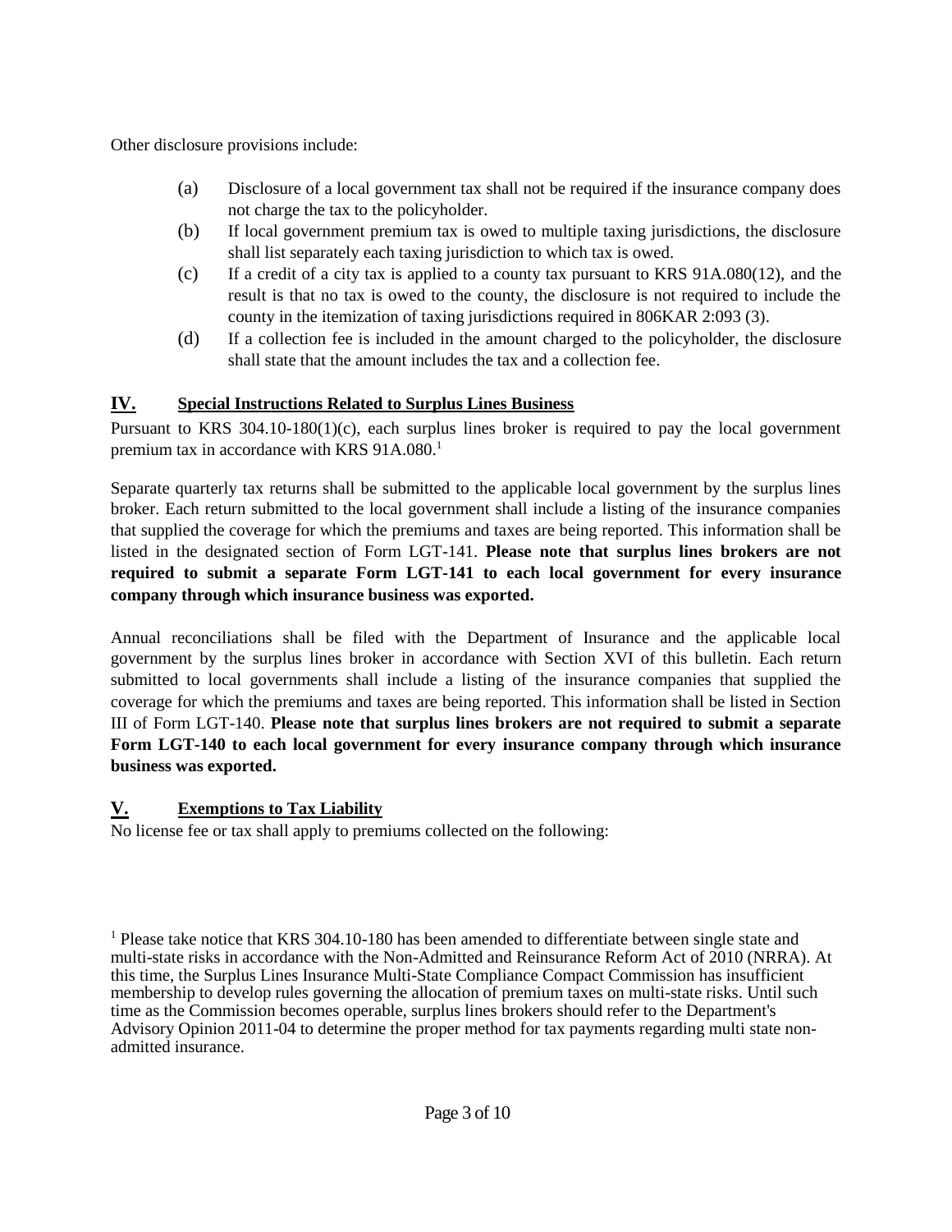Other disclosure provisions include:

(a) Disclosure of a local government tax shall not be required if the insurance company does not charge the tax to the policyholder.

(b) If local government premium tax is owed to multiple taxing jurisdictions, the disclosure shall list separately each taxing jurisdiction to which tax is owed.

(c) If a credit of a city tax is applied to a county tax pursuant to KRS 91A.080(12), and the result is that no tax is owed to the county, the disclosure is not required to include the county in the itemization of taxing jurisdictions required in 806KAR 2:093 (3).

(d) If a collection fee is included in the amount charged to the policyholder, the disclosure shall state that the amount includes the tax and a collection fee.

## IV. Special Instructions Related to Surplus Lines Business

Pursuant to KRS 304.10-180(1)(c), each surplus lines broker is required to pay the local government premium tax in accordance with KRS 91A.080.[1]

Separate quarterly tax returns shall be submitted to the applicable local government by the surplus lines broker. Each return submitted to the local government shall include a listing of the insurance companies that supplied the coverage for which the premiums and taxes are being reported. This information shall be listed in the designated section of Form LGT-141. **Please note that surplus lines brokers are not required to submit a separate Form LGT-141 to each local government for every insurance company through which insurance business was exported.**

Annual reconciliations shall be filed with the Department of Insurance and the applicable local government by the surplus lines broker in accordance with Section XVI of this bulletin. Each return submitted to local governments shall include a listing of the insurance companies that supplied the coverage for which the premiums and taxes are being reported. This information shall be listed in Section III of Form LGT-140. **Please note that surplus lines brokers are not required to submit a separate Form LGT-140 to each local government for every insurance company through which insurance business was exported.**

## V. Exemptions to Tax Liability

No license fee or tax shall apply to premiums collected on the following:

[1] Please take notice that KRS 304.10-180 has been amended to differentiate between single state and multi-state risks in accordance with the Non-Admitted and Reinsurance Reform Act of 2010 (NRRA). At this time, the Surplus Lines Insurance Multi-State Compliance Compact Commission has insufficient membership to develop rules governing the allocation of premium taxes on multi-state risks. Until such time as the Commission becomes operable, surplus lines brokers should refer to the Department's Advisory Opinion 2011-04 to determine the proper method for tax payments regarding multi state non-admitted insurance.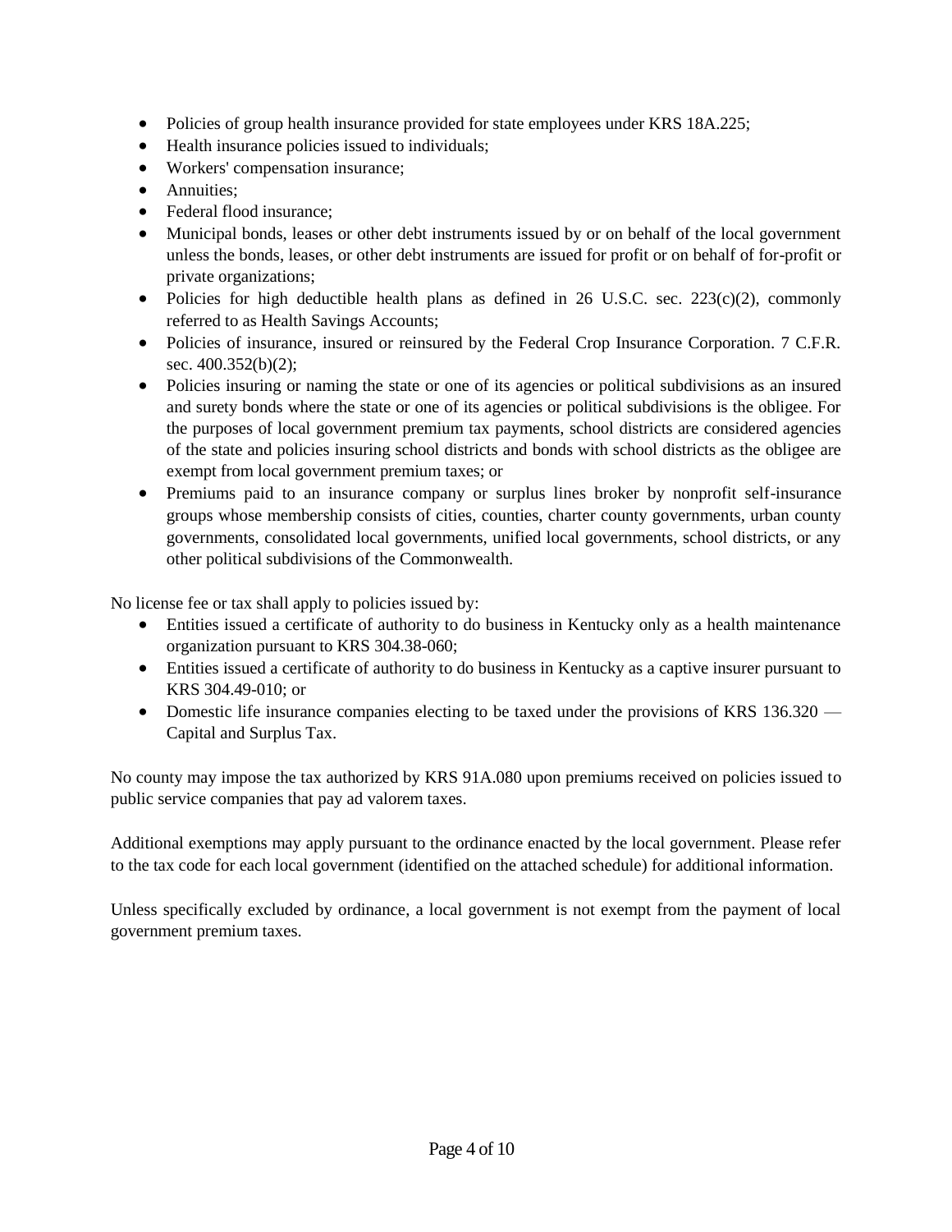- Policies of group health insurance provided for state employees under KRS 18A.225;
- Health insurance policies issued to individuals;
- Workers' compensation insurance;
- Annuities;
- Federal flood insurance;
- Municipal bonds, leases or other debt instruments issued by or on behalf of the local government unless the bonds, leases, or other debt instruments are issued for profit or on behalf of for-profit or private organizations;
- Policies for high deductible health plans as defined in 26 U.S.C. sec. 223(c)(2), commonly referred to as Health Savings Accounts;
- Policies of insurance, insured or reinsured by the Federal Crop Insurance Corporation. 7 C.F.R. sec. 400.352(b)(2);
- Policies insuring or naming the state or one of its agencies or political subdivisions as an insured and surety bonds where the state or one of its agencies or political subdivisions is the obligee. For the purposes of local government premium tax payments, school districts are considered agencies of the state and policies insuring school districts and bonds with school districts as the obligee are exempt from local government premium taxes; or
- Premiums paid to an insurance company or surplus lines broker by nonprofit self-insurance groups whose membership consists of cities, counties, charter county governments, urban county governments, consolidated local governments, unified local governments, school districts, or any other political subdivisions of the Commonwealth.

No license fee or tax shall apply to policies issued by:

- Entities issued a certificate of authority to do business in Kentucky only as a health maintenance organization pursuant to KRS 304.38-060;
- Entities issued a certificate of authority to do business in Kentucky as a captive insurer pursuant to KRS 304.49-010; or
- Domestic life insurance companies electing to be taxed under the provisions of KRS 136.320 — Capital and Surplus Tax.

No county may impose the tax authorized by KRS 91A.080 upon premiums received on policies issued to public service companies that pay ad valorem taxes.

Additional exemptions may apply pursuant to the ordinance enacted by the local government. Please refer to the tax code for each local government (identified on the attached schedule) for additional information.

Unless specifically excluded by ordinance, a local government is not exempt from the payment of local government premium taxes.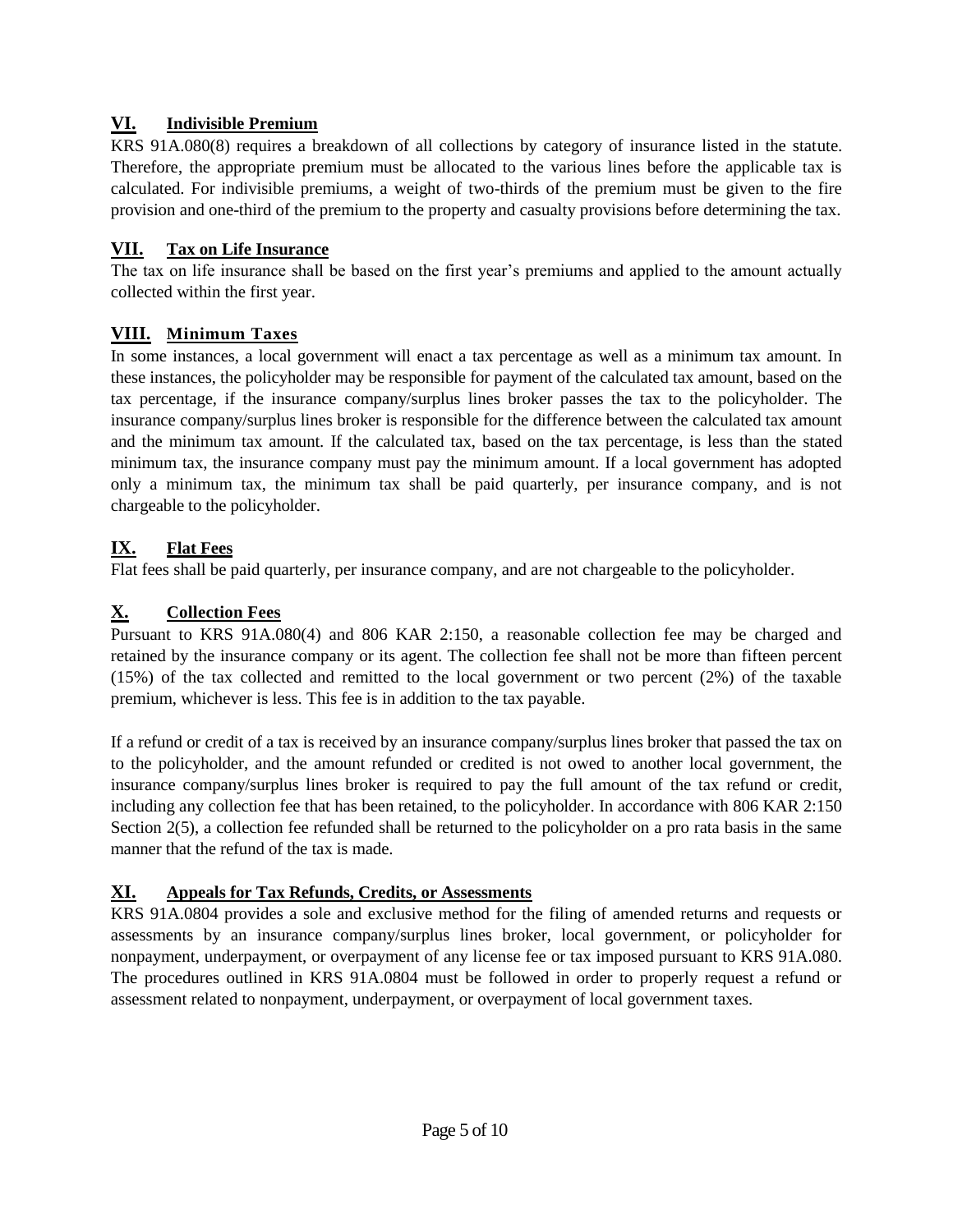## VI. Indivisible Premium

KRS 91A.080(8) requires a breakdown of all collections by category of insurance listed in the statute. Therefore, the appropriate premium must be allocated to the various lines before the applicable tax is calculated. For indivisible premiums, a weight of two-thirds of the premium must be given to the fire provision and one-third of the premium to the property and casualty provisions before determining the tax.

## VII. Tax on Life Insurance

The tax on life insurance shall be based on the first year's premiums and applied to the amount actually collected within the first year.

## VIII. Minimum Taxes

In some instances, a local government will enact a tax percentage as well as a minimum tax amount. In these instances, the policyholder may be responsible for payment of the calculated tax amount, based on the tax percentage, if the insurance company/surplus lines broker passes the tax to the policyholder. The insurance company/surplus lines broker is responsible for the difference between the calculated tax amount and the minimum tax amount. If the calculated tax, based on the tax percentage, is less than the stated minimum tax, the insurance company must pay the minimum amount. If a local government has adopted only a minimum tax, the minimum tax shall be paid quarterly, per insurance company, and is not chargeable to the policyholder.

## IX. Flat Fees

Flat fees shall be paid quarterly, per insurance company, and are not chargeable to the policyholder.

## X. Collection Fees

Pursuant to KRS 91A.080(4) and 806 KAR 2:150, a reasonable collection fee may be charged and retained by the insurance company or its agent. The collection fee shall not be more than fifteen percent (15%) of the tax collected and remitted to the local government or two percent (2%) of the taxable premium, whichever is less. This fee is in addition to the tax payable.

If a refund or credit of a tax is received by an insurance company/surplus lines broker that passed the tax on to the policyholder, and the amount refunded or credited is not owed to another local government, the insurance company/surplus lines broker is required to pay the full amount of the tax refund or credit, including any collection fee that has been retained, to the policyholder. In accordance with 806 KAR 2:150 Section 2(5), a collection fee refunded shall be returned to the policyholder on a pro rata basis in the same manner that the refund of the tax is made.

## XI. Appeals for Tax Refunds, Credits, or Assessments

KRS 91A.0804 provides a sole and exclusive method for the filing of amended returns and requests or assessments by an insurance company/surplus lines broker, local government, or policyholder for nonpayment, underpayment, or overpayment of any license fee or tax imposed pursuant to KRS 91A.080. The procedures outlined in KRS 91A.0804 must be followed in order to properly request a refund or assessment related to nonpayment, underpayment, or overpayment of local government taxes.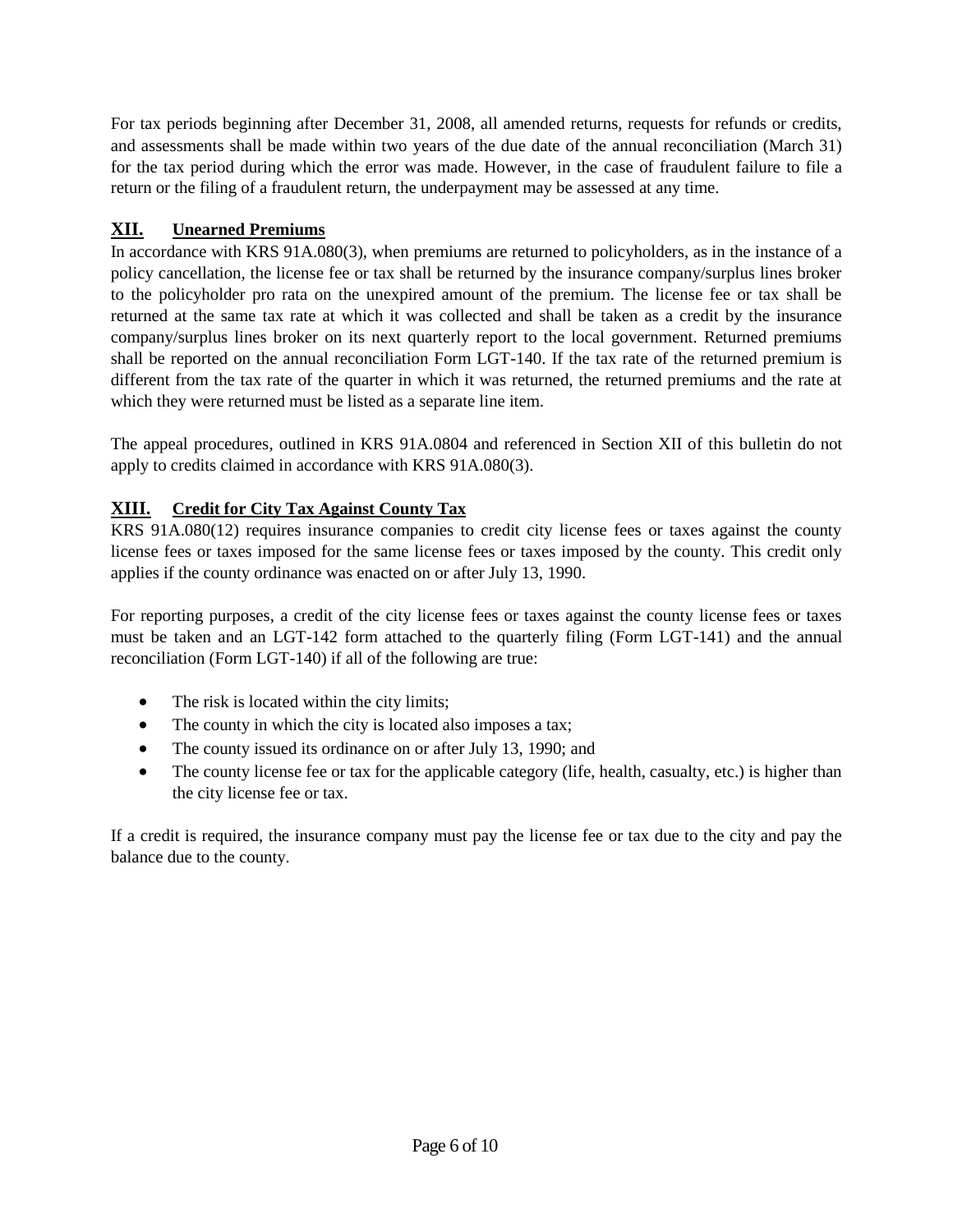For tax periods beginning after December 31, 2008, all amended returns, requests for refunds or credits, and assessments shall be made within two years of the due date of the annual reconciliation (March 31) for the tax period during which the error was made. However, in the case of fraudulent failure to file a return or the filing of a fraudulent return, the underpayment may be assessed at any time.

## XII. Unearned Premiums

In accordance with KRS 91A.080(3), when premiums are returned to policyholders, as in the instance of a policy cancellation, the license fee or tax shall be returned by the insurance company/surplus lines broker to the policyholder pro rata on the unexpired amount of the premium. The license fee or tax shall be returned at the same tax rate at which it was collected and shall be taken as a credit by the insurance company/surplus lines broker on its next quarterly report to the local government. Returned premiums shall be reported on the annual reconciliation Form LGT-140. If the tax rate of the returned premium is different from the tax rate of the quarter in which it was returned, the returned premiums and the rate at which they were returned must be listed as a separate line item.

The appeal procedures, outlined in KRS 91A.0804 and referenced in Section XII of this bulletin do not apply to credits claimed in accordance with KRS 91A.080(3).

## XIII. Credit for City Tax Against County Tax

KRS 91A.080(12) requires insurance companies to credit city license fees or taxes against the county license fees or taxes imposed for the same license fees or taxes imposed by the county. This credit only applies if the county ordinance was enacted on or after July 13, 1990.

For reporting purposes, a credit of the city license fees or taxes against the county license fees or taxes must be taken and an LGT-142 form attached to the quarterly filing (Form LGT-141) and the annual reconciliation (Form LGT-140) if all of the following are true:

- The risk is located within the city limits;
- The county in which the city is located also imposes a tax;
- The county issued its ordinance on or after July 13, 1990; and
- The county license fee or tax for the applicable category (life, health, casualty, etc.) is higher than the city license fee or tax.

If a credit is required, the insurance company must pay the license fee or tax due to the city and pay the balance due to the county.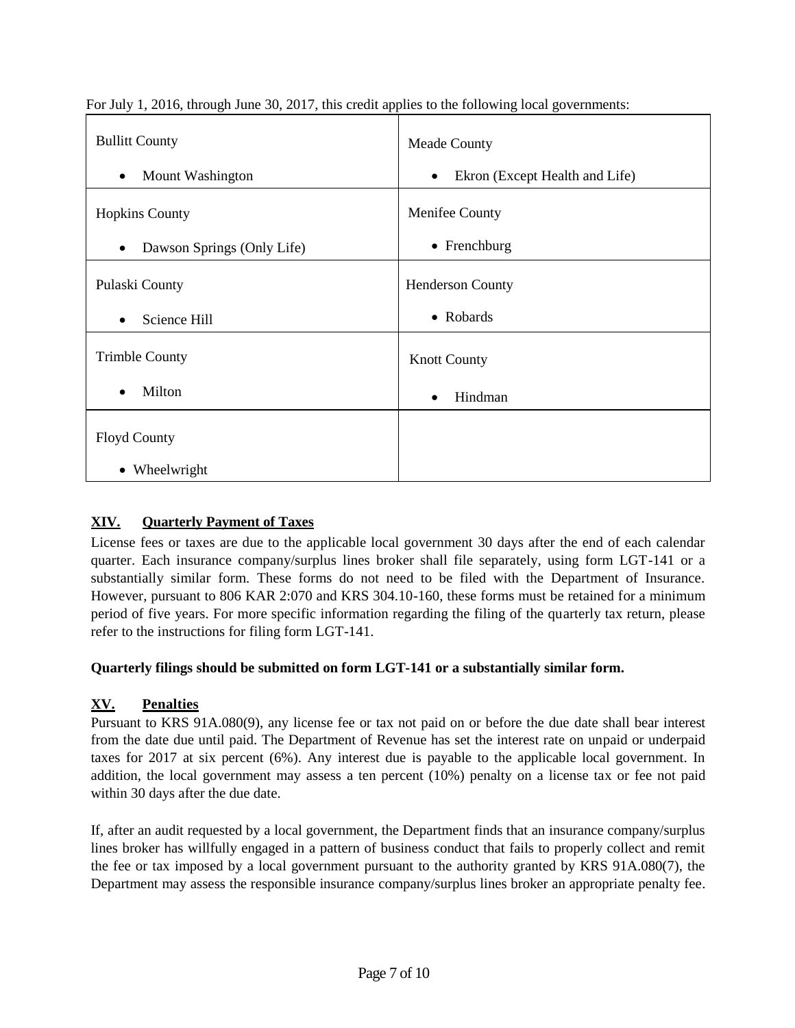For July 1, 2016, through June 30, 2017, this credit applies to the following local governments:

| | |
|---|---|
| Bullitt County<br>• Mount Washington | Meade County<br>• Ekron (Except Health and Life) |
| Hopkins County<br>• Dawson Springs (Only Life) | Menifee County<br>• Frenchburg |
| Pulaski County<br>• Science Hill | Henderson County<br>• Robards |
| Trimble County<br>• Milton | Knott County<br>• Hindman |
| Floyd County<br>• Wheelwright | |

## XIV. Quarterly Payment of Taxes

License fees or taxes are due to the applicable local government 30 days after the end of each calendar quarter. Each insurance company/surplus lines broker shall file separately, using form LGT-141 or a substantially similar form. These forms do not need to be filed with the Department of Insurance. However, pursuant to 806 KAR 2:070 and KRS 304.10-160, these forms must be retained for a minimum period of five years. For more specific information regarding the filing of the quarterly tax return, please refer to the instructions for filing form LGT-141.

**Quarterly filings should be submitted on form LGT-141 or a substantially similar form.**

## XV. Penalties

Pursuant to KRS 91A.080(9), any license fee or tax not paid on or before the due date shall bear interest from the date due until paid. The Department of Revenue has set the interest rate on unpaid or underpaid taxes for 2017 at six percent (6%). Any interest due is payable to the applicable local government. In addition, the local government may assess a ten percent (10%) penalty on a license tax or fee not paid within 30 days after the due date.

If, after an audit requested by a local government, the Department finds that an insurance company/surplus lines broker has willfully engaged in a pattern of business conduct that fails to properly collect and remit the fee or tax imposed by a local government pursuant to the authority granted by KRS 91A.080(7), the Department may assess the responsible insurance company/surplus lines broker an appropriate penalty fee.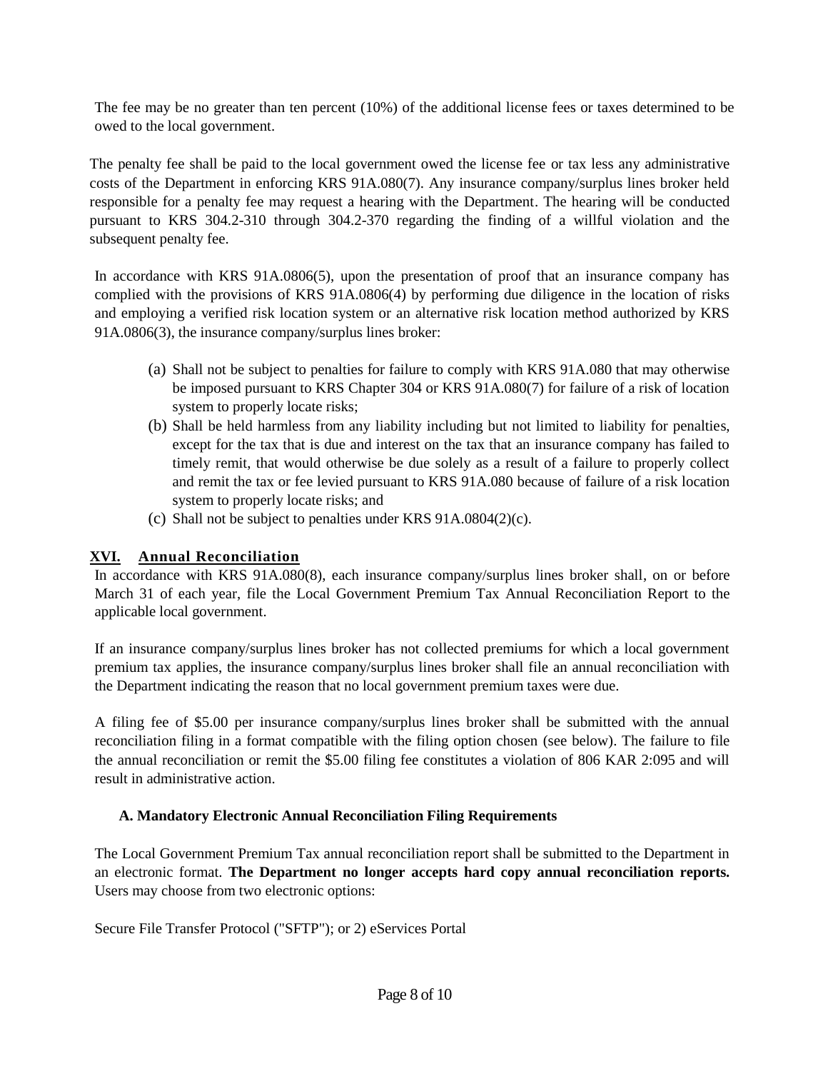The fee may be no greater than ten percent (10%) of the additional license fees or taxes determined to be owed to the local government.

The penalty fee shall be paid to the local government owed the license fee or tax less any administrative costs of the Department in enforcing KRS 91A.080(7). Any insurance company/surplus lines broker held responsible for a penalty fee may request a hearing with the Department. The hearing will be conducted pursuant to KRS 304.2-310 through 304.2-370 regarding the finding of a willful violation and the subsequent penalty fee.

In accordance with KRS 91A.0806(5), upon the presentation of proof that an insurance company has complied with the provisions of KRS 91A.0806(4) by performing due diligence in the location of risks and employing a verified risk location system or an alternative risk location method authorized by KRS 91A.0806(3), the insurance company/surplus lines broker:

(a) Shall not be subject to penalties for failure to comply with KRS 91A.080 that may otherwise be imposed pursuant to KRS Chapter 304 or KRS 91A.080(7) for failure of a risk of location system to properly locate risks;
(b) Shall be held harmless from any liability including but not limited to liability for penalties, except for the tax that is due and interest on the tax that an insurance company has failed to timely remit, that would otherwise be due solely as a result of a failure to properly collect and remit the tax or fee levied pursuant to KRS 91A.080 because of failure of a risk location system to properly locate risks; and
(c) Shall not be subject to penalties under KRS 91A.0804(2)(c).

## XVI. Annual Reconciliation

In accordance with KRS 91A.080(8), each insurance company/surplus lines broker shall, on or before March 31 of each year, file the Local Government Premium Tax Annual Reconciliation Report to the applicable local government.

If an insurance company/surplus lines broker has not collected premiums for which a local government premium tax applies, the insurance company/surplus lines broker shall file an annual reconciliation with the Department indicating the reason that no local government premium taxes were due.

A filing fee of $5.00 per insurance company/surplus lines broker shall be submitted with the annual reconciliation filing in a format compatible with the filing option chosen (see below). The failure to file the annual reconciliation or remit the $5.00 filing fee constitutes a violation of 806 KAR 2:095 and will result in administrative action.

### A. Mandatory Electronic Annual Reconciliation Filing Requirements

The Local Government Premium Tax annual reconciliation report shall be submitted to the Department in an electronic format. **The Department no longer accepts hard copy annual reconciliation reports.** Users may choose from two electronic options:

Secure File Transfer Protocol ("SFTP"); or 2) eServices Portal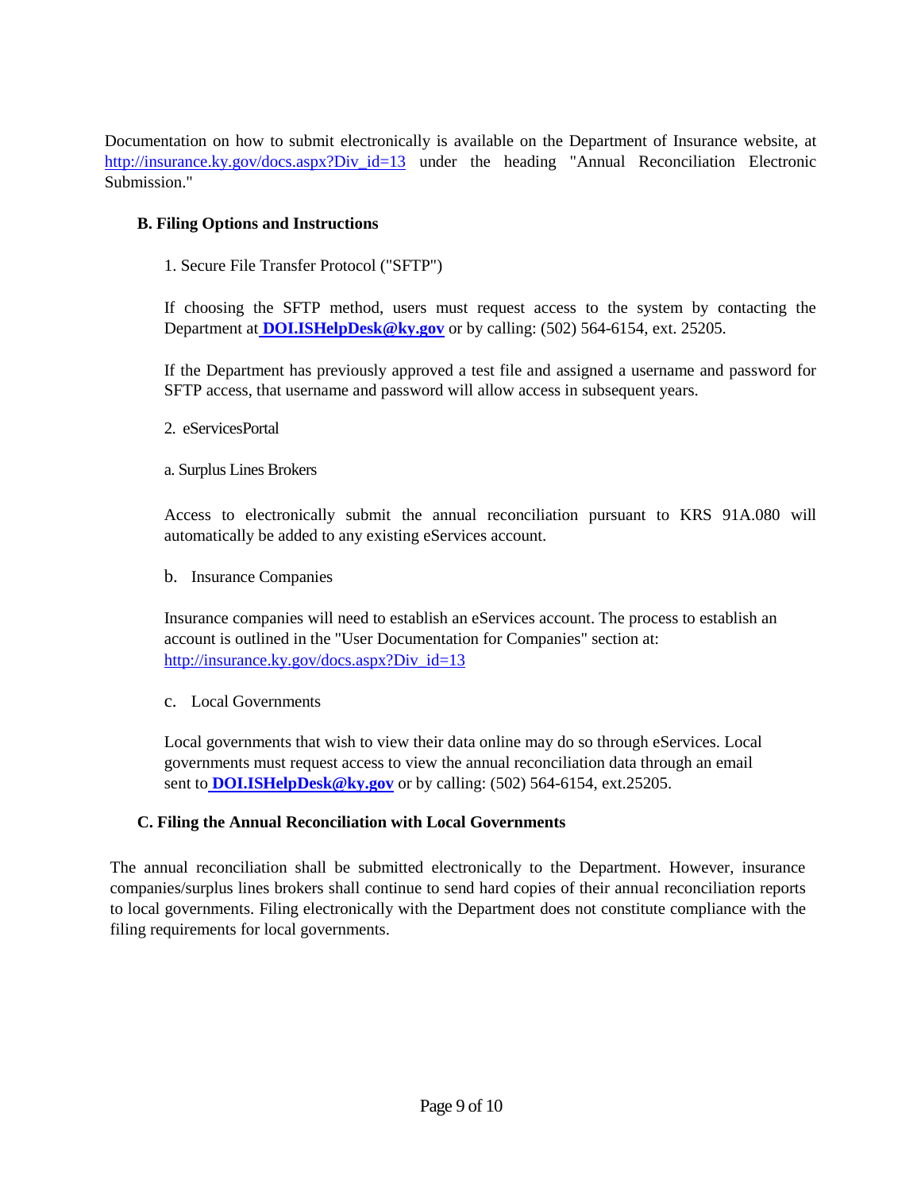Documentation on how to submit electronically is available on the Department of Insurance website, at http://insurance.ky.gov/docs.aspx?Div_id=13 under the heading "Annual Reconciliation Electronic Submission."

### B. Filing Options and Instructions

1. Secure File Transfer Protocol ("SFTP")

If choosing the SFTP method, users must request access to the system by contacting the Department at **DOI.ISHelpDesk@ky.gov** or by calling: (502) 564-6154, ext. 25205.

If the Department has previously approved a test file and assigned a username and password for SFTP access, that username and password will allow access in subsequent years.

2. eServicesPortal

a. Surplus Lines Brokers

Access to electronically submit the annual reconciliation pursuant to KRS 91A.080 will automatically be added to any existing eServices account.

b. Insurance Companies

Insurance companies will need to establish an eServices account. The process to establish an account is outlined in the "User Documentation for Companies" section at: http://insurance.ky.gov/docs.aspx?Div_id=13

c. Local Governments

Local governments that wish to view their data online may do so through eServices. Local governments must request access to view the annual reconciliation data through an email sent to **DOI.ISHelpDesk@ky.gov** or by calling: (502) 564-6154, ext.25205.

### C. Filing the Annual Reconciliation with Local Governments

The annual reconciliation shall be submitted electronically to the Department. However, insurance companies/surplus lines brokers shall continue to send hard copies of their annual reconciliation reports to local governments. Filing electronically with the Department does not constitute compliance with the filing requirements for local governments.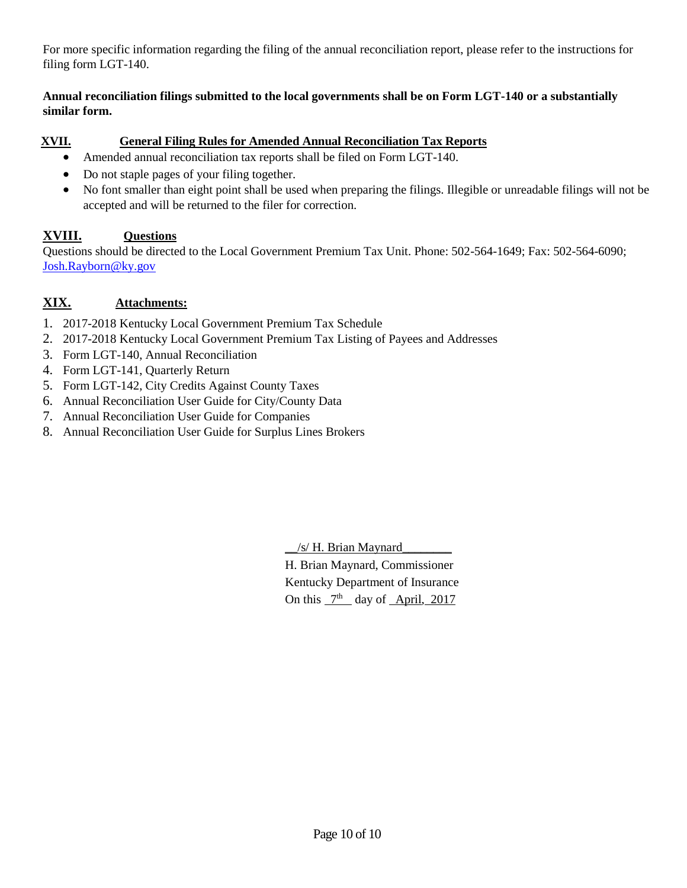For more specific information regarding the filing of the annual reconciliation report, please refer to the instructions for filing form LGT-140.

**Annual reconciliation filings submitted to the local governments shall be on Form LGT-140 or a substantially similar form.**

## XVII. General Filing Rules for Amended Annual Reconciliation Tax Reports

- Amended annual reconciliation tax reports shall be filed on Form LGT-140.
- Do not staple pages of your filing together.
- No font smaller than eight point shall be used when preparing the filings. Illegible or unreadable filings will not be accepted and will be returned to the filer for correction.

## XVIII. Questions

Questions should be directed to the Local Government Premium Tax Unit. Phone: 502-564-1649; Fax: 502-564-6090; Josh.Rayborn@ky.gov

## XIX. Attachments:

1. 2017-2018 Kentucky Local Government Premium Tax Schedule
2. 2017-2018 Kentucky Local Government Premium Tax Listing of Payees and Addresses
3. Form LGT-140, Annual Reconciliation
4. Form LGT-141, Quarterly Return
5. Form LGT-142, City Credits Against County Taxes
6. Annual Reconciliation User Guide for City/County Data
7. Annual Reconciliation User Guide for Companies
8. Annual Reconciliation User Guide for Surplus Lines Brokers

/s/ H. Brian Maynard
H. Brian Maynard, Commissioner
Kentucky Department of Insurance
On this 7th day of April, 2017